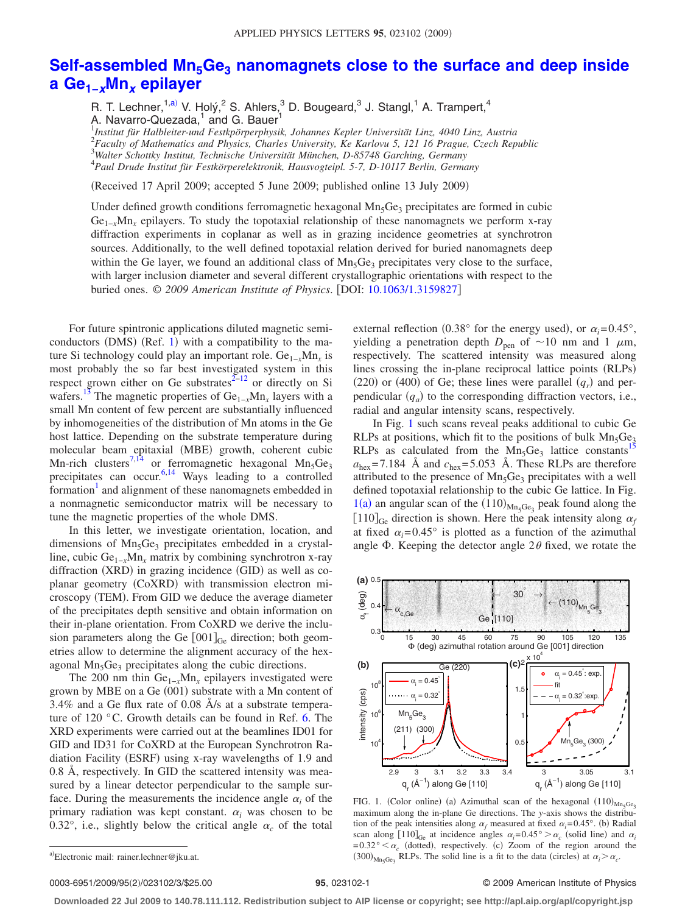# Self-assembled $Mn_5Ge_3$ nanomagnets close to the surface and deep inside a $Ge_{1-x}Mn_x$ epilayer

R. T. Lechner,[1,a)] V. Holý,[2] S. Ahlers,[3] D. Bougeard,[3] J. Stangl,[1] A. Trampert,[4] A. Navarro-Quezada,[1] and G. Bauer[1]

[1] *Institut für Halbleiter-und Festkörperphysik, Johannes Kepler Universität Linz, 4040 Linz, Austria*
[2] *Faculty of Mathematics and Physics, Charles University, Ke Karlovu 5, 121 16 Prague, Czech Republic*
[3] *Walter Schottky Institut, Technische Universität München, D-85748 Garching, Germany*
[4] *Paul Drude Institut für Festkörperelektronik, Hausvogteipl. 5-7, D-10117 Berlin, Germany*

(Received 17 April 2009; accepted 5 June 2009; published online 13 July 2009)

Under defined growth conditions ferromagnetic hexagonal $Mn_5Ge_3$ precipitates are formed in cubic $Ge_{1-x}Mn_x$ epilayers. To study the topotaxial relationship of these nanomagnets we perform x-ray diffraction experiments in coplanar as well as in grazing incidence geometries at synchrotron sources. Additionally, to the well defined topotaxial relation derived for buried nanomagnets deep within the Ge layer, we found an additional class of $Mn_5Ge_3$ precipitates very close to the surface, with larger inclusion diameter and several different crystallographic orientations with respect to the buried ones. © *2009 American Institute of Physics*. [DOI: 10.1063/1.3159827]

For future spintronic applications diluted magnetic semiconductors (DMS) (Ref. 1) with a compatibility to the mature Si technology could play an important role. $Ge_{1-x}Mn_x$ is most probably the so far best investigated system in this respect grown either on Ge substrates[2–12] or directly on Si wafers.[13] The magnetic properties of $Ge_{1-x}Mn_x$ layers with a small Mn content of few percent are substantially influenced by inhomogeneities of the distribution of Mn atoms in the Ge host lattice. Depending on the substrate temperature during molecular beam epitaxial (MBE) growth, coherent cubic Mn-rich clusters[7,14] or ferromagnetic hexagonal $Mn_5Ge_3$ precipitates can occur.[6,14] Ways leading to a controlled formation[1] and alignment of these nanomagnets embedded in a nonmagnetic semiconductor matrix will be necessary to tune the magnetic properties of the whole DMS.

In this letter, we investigate orientation, location, and dimensions of $Mn_5Ge_3$ precipitates embedded in a crystalline, cubic $Ge_{1-x}Mn_x$ matrix by combining synchrotron x-ray diffraction (XRD) in grazing incidence (GID) as well as coplanar geometry (CoXRD) with transmission electron microscopy (TEM). From GID we deduce the average diameter of the precipitates depth sensitive and obtain information on their in-plane orientation. From CoXRD we derive the inclusion parameters along the Ge $[001]_{Ge}$ direction; both geometries allow to determine the alignment accuracy of the hexagonal $Mn_5Ge_3$ precipitates along the cubic directions.

The 200 nm thin $Ge_{1-x}Mn_x$ epilayers investigated were grown by MBE on a Ge (001) substrate with a Mn content of 3.4% and a Ge flux rate of 0.08 Å/s at a substrate temperature of 120 °C. Growth details can be found in Ref. 6. The XRD experiments were carried out at the beamlines ID01 for GID and ID31 for CoXRD at the European Synchrotron Radiation Facility (ESRF) using x-ray wavelengths of 1.9 and 0.8 Å, respectively. In GID the scattered intensity was measured by a linear detector perpendicular to the sample surface. During the measurements the incidence angle $\alpha_i$ of the primary radiation was kept constant. $\alpha_i$ was chosen to be 0.32°, i.e., slightly below the critical angle $\alpha_c$ of the total external reflection (0.38° for the energy used), or $\alpha_i = 0.45°$, yielding a penetration depth $D_{pen}$ of ~10 nm and 1 μm, respectively. The scattered intensity was measured along lines crossing the in-plane reciprocal lattice points (RLPs) (220) or (400) of Ge; these lines were parallel ($q_r$) and perpendicular ($q_a$) to the corresponding diffraction vectors, i.e., radial and angular intensity scans, respectively.

In Fig. 1 such scans reveal peaks additional to cubic Ge RLPs at positions, which fit to the positions of bulk $Mn_5Ge_3$ RLPs as calculated from the $Mn_5Ge_3$ lattice constants[15] $a_{hex} = 7.184$ Å and $c_{hex} = 5.053$ Å. These RLPs are therefore attributed to the presence of $Mn_5Ge_3$ precipitates with a well defined topotaxial relationship to the cubic Ge lattice. In Fig. 1(a) an angular scan of the $(110)_{Mn_5Ge_3}$ peak found along the $[110]_{Ge}$ direction is shown. Here the peak intensity along $\alpha_f$ at fixed $\alpha_i = 0.45°$ is plotted as a function of the azimuthal angle Φ. Keeping the detector angle 2θ fixed, we rotate the

FIG. 1. (Color online) (a) Azimuthal scan of the hexagonal $(110)_{Mn_5Ge_3}$ maximum along the in-plane Ge directions. The y-axis shows the distribution of the peak intensities along $\alpha_f$ measured at fixed $\alpha_i = 0.45°$. (b) Radial scan along $[110]_{Ge}$ at incidence angles $\alpha_i = 0.45° > \alpha_c$ (solid line) and $\alpha_i = 0.32° < \alpha_c$ (dotted), respectively. (c) Zoom of the region around the $(300)_{Mn_5Ge_3}$ RLPs. The solid line is a fit to the data (circles) at $\alpha_i > \alpha_c$.

[a)] Electronic mail: rainer.lechner@jku.at.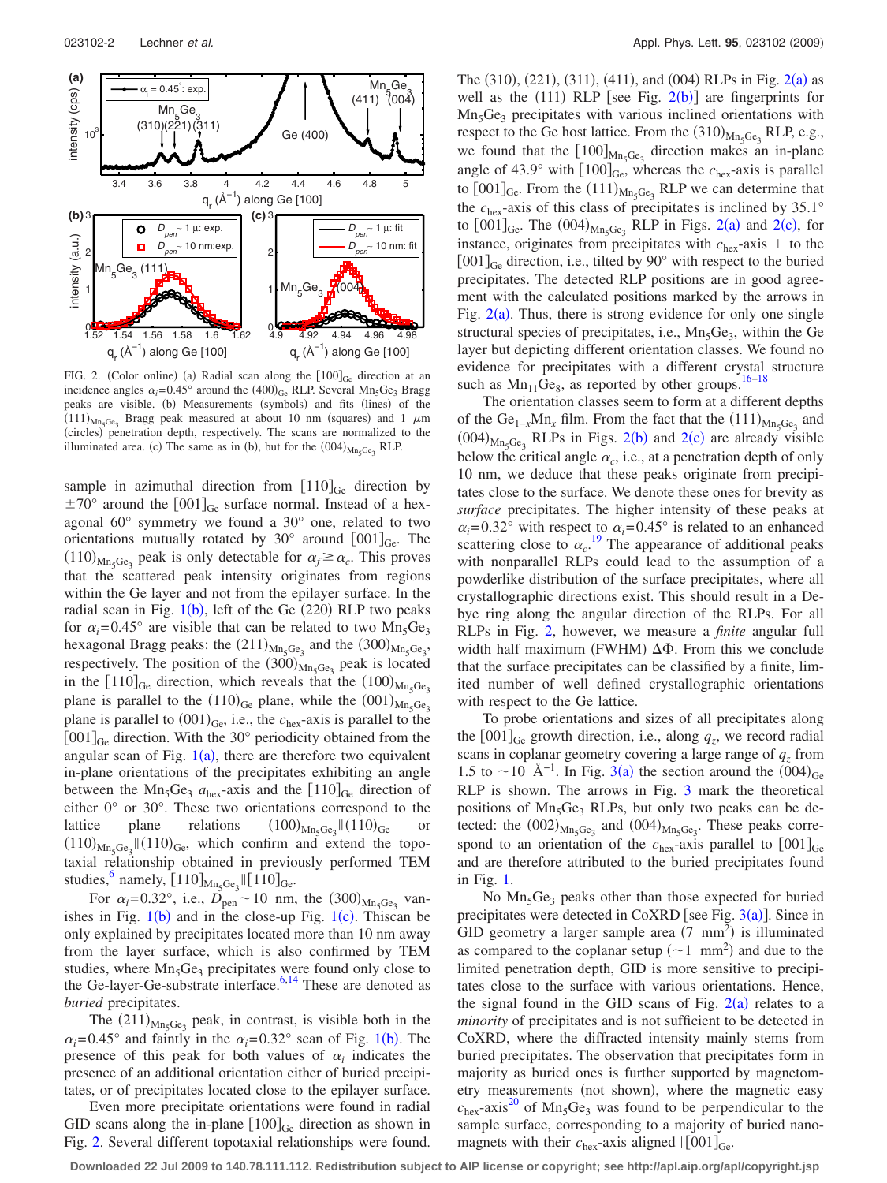FIG. 2. (Color online) (a) Radial scan along the $[100]_{Ge}$ direction at an incidence angles $\alpha_i=0.45°$ around the $(400)_{Ge}$ RLP. Several $Mn_5Ge_3$ Bragg peaks are visible. (b) Measurements (symbols) and fits (lines) of the $(111)_{Mn_5Ge_3}$ Bragg peak measured at about 10 nm (squares) and 1 $\mu$m (circles) penetration depth, respectively. The scans are normalized to the illuminated area. (c) The same as in (b), but for the $(004)_{Mn_5Ge_3}$ RLP.

sample in azimuthal direction from $[110]_{Ge}$ direction by $\pm 70°$ around the $[001]_{Ge}$ surface normal. Instead of a hexagonal 60° symmetry we found a 30° one, related to two orientations mutually rotated by 30° around $[001]_{Ge}$. The $(110)_{Mn_5Ge_3}$ peak is only detectable for $\alpha_f \geq \alpha_c$. This proves that the scattered peak intensity originates from regions within the Ge layer and not from the epilayer surface. In the radial scan in Fig. 1(b), left of the Ge (220) RLP two peaks for $\alpha_i=0.45°$ are visible that can be related to two $Mn_5Ge_3$ hexagonal Bragg peaks: the $(211)_{Mn_5Ge_3}$ and the $(300)_{Mn_5Ge_3}$, respectively. The position of the $(300)_{Mn_5Ge_3}$ peak is located in the $[110]_{Ge}$ direction, which reveals that the $(100)_{Mn_5Ge_3}$ plane is parallel to the $(110)_{Ge}$ plane, while the $(001)_{Mn_5Ge_3}$ plane is parallel to $(001)_{Ge}$, i.e., the $c_{hex}$-axis is parallel to the $[001]_{Ge}$ direction. With the 30° periodicity obtained from the angular scan of Fig. 1(a), there are therefore two equivalent in-plane orientations of the precipitates exhibiting an angle between the $Mn_5Ge_3$ $a_{hex}$-axis and the $[110]_{Ge}$ direction of either 0° or 30°. These two orientations correspond to the lattice plane relations $(100)_{Mn_5Ge_3} \| (110)_{Ge}$ or $(110)_{Mn_5Ge_3} \| (110)_{Ge}$, which confirm and extend the topotaxial relationship obtained in previously performed TEM studies,[6] namely, $[110]_{Mn_5Ge_3} \| [110]_{Ge}$.

For $\alpha_i=0.32°$, i.e., $D_{pen} \sim 10$ nm, the $(300)_{Mn_5Ge_3}$ vanishes in Fig. 1(b) and in the close-up Fig. 1(c). Thiscan be only explained by precipitates located more than 10 nm away from the layer surface, which is also confirmed by TEM studies, where $Mn_5Ge_3$ precipitates were found only close to the Ge-layer-Ge-substrate interface.[6,14] These are denoted as *buried* precipitates.

The $(211)_{Mn_5Ge_3}$ peak, in contrast, is visible both in the $\alpha_i=0.45°$ and faintly in the $\alpha_i=0.32°$ scan of Fig. 1(b). The presence of this peak for both values of $\alpha_i$ indicates the presence of an additional orientation either of buried precipitates, or of precipitates located close to the epilayer surface.

Even more precipitate orientations were found in radial GID scans along the in-plane $[100]_{Ge}$ direction as shown in Fig. 2. Several different topotaxial relationships were found. The (310), (221), (311), (411), and (004) RLPs in Fig. 2(a) as well as the (111) RLP [see Fig. 2(b)] are fingerprints for $Mn_5Ge_3$ precipitates with various inclined orientations with respect to the Ge host lattice. From the $(310)_{Mn_5Ge_3}$ RLP, e.g., we found that the $[100]_{Mn_5Ge_3}$ direction makes an in-plane angle of 43.9° with $[100]_{Ge}$, whereas the $c_{hex}$-axis is parallel to $[001]_{Ge}$. From the $(111)_{Mn_5Ge_3}$ RLP we can determine that the $c_{hex}$-axis of this class of precipitates is inclined by 35.1° to $[001]_{Ge}$. The $(004)_{Mn_5Ge_3}$ RLP in Figs. 2(a) and 2(c), for instance, originates from precipitates with $c_{hex}$-axis $\perp$ to the $[001]_{Ge}$ direction, i.e., tilted by 90° with respect to the buried precipitates. The detected RLP positions are in good agreement with the calculated positions marked by the arrows in Fig. 2(a). Thus, there is strong evidence for only one single structural species of precipitates, i.e., $Mn_5Ge_3$, within the Ge layer but depicting different orientation classes. We found no evidence for precipitates with a different crystal structure such as $Mn_{11}Ge_8$, as reported by other groups.[16–18]

The orientation classes seem to form at a different depths of the $Ge_{1-x}Mn_x$ film. From the fact that the $(111)_{Mn_5Ge_3}$ and $(004)_{Mn_5Ge_3}$ RLPs in Figs. 2(b) and 2(c) are already visible below the critical angle $\alpha_c$, i.e., at a penetration depth of only 10 nm, we deduce that these peaks originate from precipitates close to the surface. We denote these ones for brevity as *surface* precipitates. The higher intensity of these peaks at $\alpha_i=0.32°$ with respect to $\alpha_i=0.45°$ is related to an enhanced scattering close to $\alpha_c$.[19] The appearance of additional peaks with nonparallel RLPs could lead to the assumption of a powderlike distribution of the surface precipitates, where all crystallographic directions exist. This should result in a Debye ring along the angular direction of the RLPs. For all RLPs in Fig. 2, however, we measure a *finite* angular full width half maximum (FWHM) $\Delta\Phi$. From this we conclude that the surface precipitates can be classified by a finite, limited number of well defined crystallographic orientations with respect to the Ge lattice.

To probe orientations and sizes of all precipitates along the $[001]_{Ge}$ growth direction, i.e., along $q_z$, we record radial scans in coplanar geometry covering a large range of $q_z$ from 1.5 to ~10 Å$^{-1}$. In Fig. 3(a) the section around the $(004)_{Ge}$ RLP is shown. The arrows in Fig. 3 mark the theoretical positions of $Mn_5Ge_3$ RLPs, but only two peaks can be detected: the $(002)_{Mn_5Ge_3}$ and $(004)_{Mn_5Ge_3}$. These peaks correspond to an orientation of the $c_{hex}$-axis parallel to $[001]_{Ge}$ and are therefore attributed to the buried precipitates found in Fig. 1.

No $Mn_5Ge_3$ peaks other than those expected for buried precipitates were detected in CoXRD [see Fig. 3(a)]. Since in GID geometry a larger sample area (7 mm$^2$) is illuminated as compared to the coplanar setup (~1 mm$^2$) and due to the limited penetration depth, GID is more sensitive to precipitates close to the surface with various orientations. Hence, the signal found in the GID scans of Fig. 2(a) relates to a *minority* of precipitates and is not sufficient to be detected in CoXRD, where the diffracted intensity mainly stems from buried precipitates. The observation that precipitates form in majority as buried ones is further supported by magnetometry measurements (not shown), where the magnetic easy $c_{hex}$-axis[20] of $Mn_5Ge_3$ was found to be perpendicular to the sample surface, corresponding to a majority of buried nanomagnets with their $c_{hex}$-axis aligned $\|[001]_{Ge}$.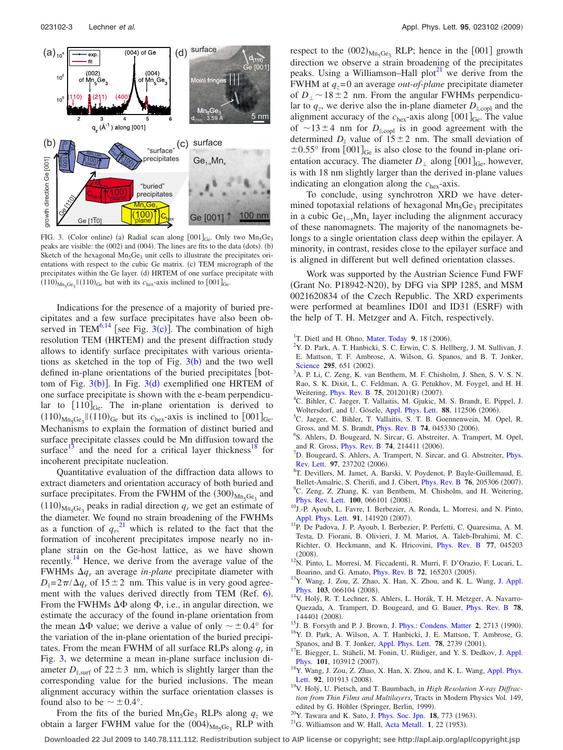(a)
$10^4$
$10^2$
$10^0$
exp.
fit
(004) of Ge
(002) of $Mn_5Ge_3$
(004) of $Mn_5Ge_3$
(110) (211) (400)
2 3 4 5 6
$q_z$ ($Å^{-1}$) along [001]

(d) surface
$d_{(111)}$
Ge [001]
Moiré fringes
$Mn_5Ge_3$
$d_{(110)}$: 3.59 Å
5 nm

(b)
growth direction Ge [001]
Ge [110]
Ge [1$\bar{1}$0]
"surface" precipitates
"buried" precipitates
$Mn_5Ge_3$
(100) plane
$c_{hex}$

(c) surface
$Ge_{1-x}Mn_x$
Ge [001] ↑ 100 nm

FIG. 3. (Color online) (a) Radial scan along $[001]_{Ge}$. Only two $Mn_5Ge_3$ peaks are visible: the (002) and (004). The lines are fits to the data (dots). (b) Sketch of the hexagonal $Mn_5Ge_3$ unit cells to illustrate the precipitates orientations with respect to the cubic Ge matrix. (c) TEM micrograph of the precipitates within the Ge layer. (d) HRTEM of one surface precipitate with $(110)_{Mn_5Ge_3} \| (110)_{Ge}$ but with its $c_{hex}$-axis inclined to $[001]_{Ge}$.

Indications for the presence of a majority of buried precipitates and a few surface precipitates have also been observed in TEM[6,14] [see Fig. 3(c)]. The combination of high resolution TEM (HRTEM) and the present diffraction study allows to identify surface precipitates with various orientations as sketched in the top of Fig. 3(b) and the two well defined in-plane orientations of the buried precipitates [bottom of Fig. 3(b)]. In Fig. 3(d) exemplified one HRTEM of one surface precipitate is shown with the e-beam perpendicular to $[110]_{Ge}$. The in-plane orientation is derived to $(110)_{Mn_5Ge_3} \| (110)_{Ge}$ but its $c_{hex}$-axis is inclined to $[001]_{Ge}$. Mechanisms to explain the formation of distinct buried and surface precipitate classes could be Mn diffusion toward the surface[13] and the need for a critical layer thickness[18] for incoherent precipitate nucleation.

Quantitative evaluation of the diffraction data allows to extract diameters and orientation accuracy of both buried and surface precipitates. From the FWHM of the $(300)_{Mn_5Ge_3}$ and $(110)_{Mn_5Ge_3}$ peaks in radial direction $q_r$ we get an estimate of the diameter. We found no strain broadening of the FWHMs as a function of $q_r$,[21] which is related to the fact that the formation of incoherent precipitates impose nearly no in-plane strain on the Ge-host lattice, as we have shown recently.[14] Hence, we derive from the average value of the FWHMs $\Delta q_r$ an average *in-plane* precipitate diameter with $D_\| = 2\pi/\Delta q_r$ of $15 \pm 2$ nm. This value is in very good agreement with the values derived directly from TEM (Ref. 6). From the FWHMs $\Delta\Phi$ along $\Phi$, i.e., in angular direction, we estimate the accuracy of the found in-plane orientation from the mean $\Delta\Phi$ value; we derive a value of only $\sim \pm 0.4°$ for the variation of the in-plane orientation of the buried precipitates. From the mean FWHM of all surface RLPs along $q_r$ in Fig. 3, we determine a mean in-plane surface inclusion diameter $D_{\|,\mathrm{surf}}$ of $22 \pm 3$ nm, which is slightly larger than the corresponding value for the buried inclusions. The mean alignment accuracy within the surface orientation classes is found also to be $\sim \pm 0.4°$.

From the fits of the buried $Mn_5Ge_3$ RLPs along $q_z$ we obtain a larger FWHM value for the $(004)_{Mn_5Ge_3}$ RLP with respect to the $(002)_{Mn_5Ge_3}$ RLP; hence in the [001] growth direction we observe a strain broadening of the precipitates peaks. Using a Williamson–Hall plot[21] we derive from the FWHM at $q_z = 0$ an average *out-of-plane* precipitate diameter of $D_\perp \sim 18 \pm 2$ nm. From the angular FWHMs perpendicular to $q_z$, we derive also the in-plane diameter $D_{\|,\mathrm{copl}}$ and the alignment accuracy of the $c_{hex}$-axis along $[001]_{Ge}$. The value of $\sim 13 \pm 4$ nm for $D_{\|,\mathrm{copl}}$ is in good agreement with the determined $D_\|$ value of $15 \pm 2$ nm. The small deviation of $\pm 0.55°$ from $[001]_{Ge}$ is also close to the found in-plane orientation accuracy. The diameter $D_\perp$ along $[001]_{Ge}$, however, is with 18 nm slightly larger than the derived in-plane values indicating an elongation along the $c_{hex}$-axis.

To conclude, using synchrotron XRD we have determined topotaxial relations of hexagonal $Mn_5Ge_3$ precipitates in a cubic $Ge_{1-x}Mn_x$ layer including the alignment accuracy of these nanomagnets. The majority of the nanomagnets belongs to a single orientation class deep within the epilayer. A minority, in contrast, resides close to the epilayer surface and is aligned in different but well defined orientation classes.

Work was supported by the Austrian Science Fund FWF (Grant No. P18942-N20), by DFG via SPP 1285, and MSM 0021620834 of the Czech Republic. The XRD experiments were performed at beamlines ID01 and ID31 (ESRF) with the help of T. H. Metzger and A. Fitch, respectively.

[1] T. Dietl and H. Ohno, Mater. Today **9**, 18 (2006).
[2] Y. D. Park, A. T. Hanbicki, S. C. Erwin, C. S. Hellberg, J. M. Sullivan, J. E. Mattson, T. F. Ambrose, A. Wilson, G. Spanos, and B. T. Jonker, Science **295**, 651 (2002).
[3] A. P. Li, C. Zeng, K. van Benthem, M. F. Chisholm, J. Shen, S. V. S. N. Rao, S. K. Dixit, L. C. Feldman, A. G. Petukhov, M. Foygel, and H. H. Weitering, Phys. Rev. B **75**, 201201(R) (2007).
[4] C. Bihler, C. Jaeger, T. Vallaitis, M. Gjukic, M. S. Brandt, E. Pippel, J. Woltersdorf, and U. Gösele, Appl. Phys. Lett. **88**, 112506 (2006).
[5] C. Jaeger, C. Bihler, T. Vallaitis, S. T. B. Goennenwein, M. Opel, R. Gross, and M. S. Brandt, Phys. Rev. B **74**, 045330 (2006).
[6] S. Ahlers, D. Bougeard, N. Sircar, G. Abstreiter, A. Trampert, M. Opel, and R. Gross, Phys. Rev. B **74**, 214411 (2006).
[7] D. Bougeard, S. Ahlers, A. Trampert, N. Sircar, and G. Abstreiter, Phys. Rev. Lett. **97**, 237202 (2006).
[8] T. Devillers, M. Jamet, A. Barski, V. Poydenot, P. Bayle-Guillemaud, E. Bellet-Amalric, S. Cherifi, and J. Cibert, Phys. Rev. B **76**, 205306 (2007).
[9] C. Zeng, Z. Zhang, K. van Benthem, M. Chisholm, and H. Weitering, Phys. Rev. Lett. **100**, 066101 (2008).
[10] J.-P. Ayoub, L. Favre, I. Berbezier, A. Ronda, L. Morresi, and N. Pinto, Appl. Phys. Lett. **91**, 141920 (2007).
[11] P. De Padova, J. P. Ayoub, I. Berbezier, P. Perfetti, C. Quaresima, A. M. Testa, D. Fiorani, B. Olivieri, J. M. Mariot, A. Taleb-Ibrahimi, M. C. Richter, O. Heckmann, and K. Hricovini, Phys. Rev. B **77**, 045203 (2008).
[12] N. Pinto, L. Morresi, M. Ficcadenti, R. Murri, F. D'Orazio, F. Lucari, L. Boarino, and G. Amato, Phys. Rev. B **72**, 165203 (2005).
[13] Y. Wang, J. Zou, Z. Zhao, X. Han, X. Zhou, and K. L. Wang, J. Appl. Phys. **103**, 066104 (2008).
[14] V. Holý, R. T. Lechner, S. Ahlers, L. Horák, T. H. Metzger, A. Navarro-Quezada, A. Trampert, D. Bougeard, and G. Bauer, Phys. Rev. B **78**, 144401 (2008).
[15] J. B. Forsyth and P. J. Brown, J. Phys.: Condens. Matter **2**, 2713 (1990).
[16] Y. D. Park, A. Wilson, A. T. Hanbicki, J. E. Mattson, T. Ambrose, G. Spanos, and B. T. Jonker, Appl. Phys. Lett. **78**, 2739 (2001).
[17] E. Biegger, L. Stäheli, M. Fonin, U. Rüdiger, and Y. S. Dedkov, J. Appl. Phys. **101**, 103912 (2007).
[18] Y. Wang, J. Zou, Z. Zhao, X. Han, X. Zhou, and K. L. Wang, Appl. Phys. Lett. **92**, 101913 (2008).
[19] V. Holý, U. Pietsch, and T. Baumbach, in *High Resolution X-ray Diffraction from Thin Films and Multilayers*, Tracts in Modern Physics Vol. 149, edited by G. Höhler (Springer, Berlin, 1999).
[20] Y. Tawara and K. Sato, J. Phys. Soc. Jpn. **18**, 773 (1963).
[21] G. Williamson and W. Hall, Acta Metall. **1**, 22 (1953).